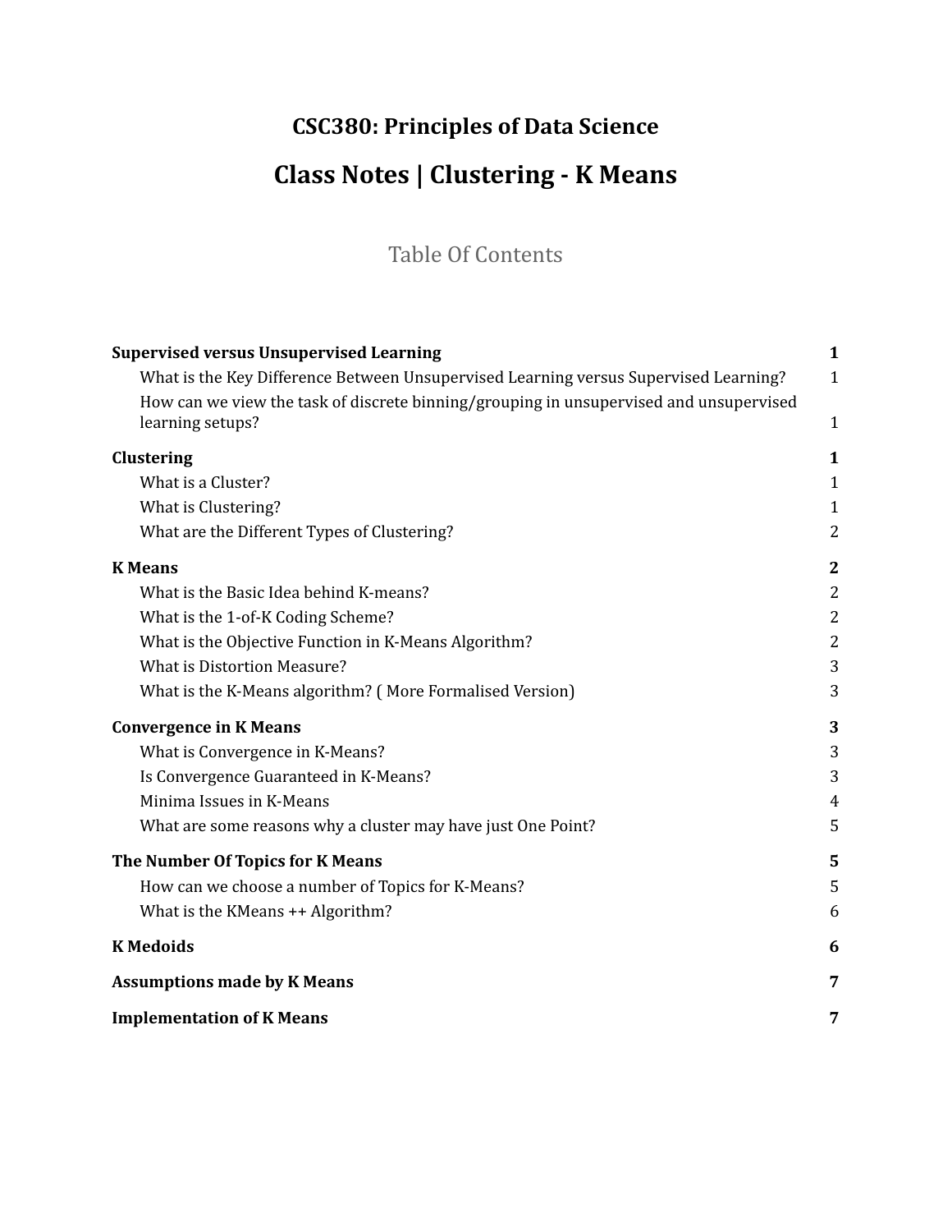# CSC380: Principles of Data Science

# Class Notes | Clustering - K Means

## Table Of Contents

| | |
|---|---|
| **Supervised versus Unsupervised Learning** | **1** |
| What is the Key Difference Between Unsupervised Learning versus Supervised Learning? | 1 |
| How can we view the task of discrete binning/grouping in unsupervised and unsupervised learning setups? | 1 |
| **Clustering** | **1** |
| What is a Cluster? | 1 |
| What is Clustering? | 1 |
| What are the Different Types of Clustering? | 2 |
| **K Means** | **2** |
| What is the Basic Idea behind K-means? | 2 |
| What is the 1-of-K Coding Scheme? | 2 |
| What is the Objective Function in K-Means Algorithm? | 2 |
| What is Distortion Measure? | 3 |
| What is the K-Means algorithm? ( More Formalised Version) | 3 |
| **Convergence in K Means** | **3** |
| What is Convergence in K-Means? | 3 |
| Is Convergence Guaranteed in K-Means? | 3 |
| Minima Issues in K-Means | 4 |
| What are some reasons why a cluster may have just One Point? | 5 |
| **The Number Of Topics for K Means** | **5** |
| How can we choose a number of Topics for K-Means? | 5 |
| What is the KMeans ++ Algorithm? | 6 |
| **K Medoids** | **6** |
| **Assumptions made by K Means** | **7** |
| **Implementation of K Means** | **7** |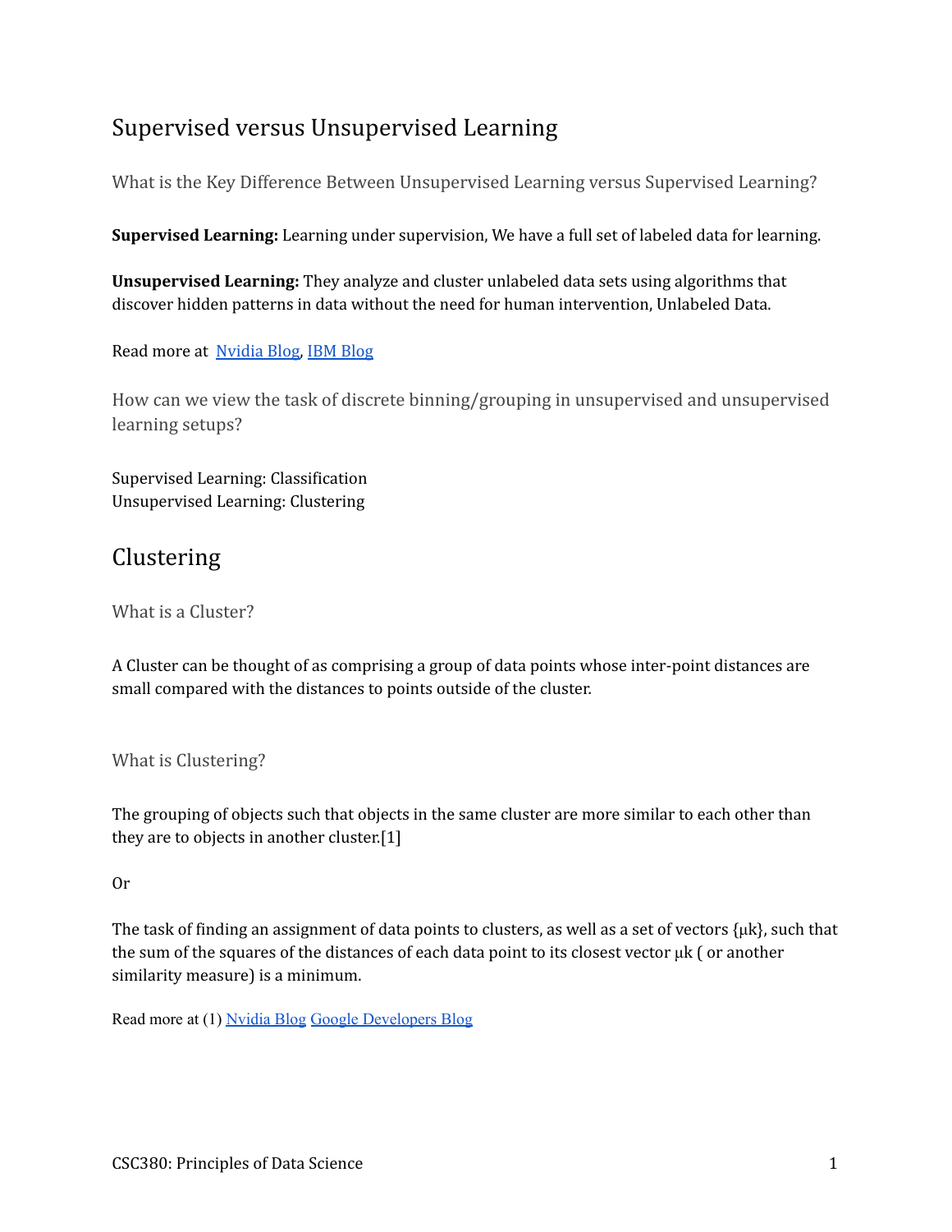# Supervised versus Unsupervised Learning

## What is the Key Difference Between Unsupervised Learning versus Supervised Learning?

**Supervised Learning:** Learning under supervision, We have a full set of labeled data for learning.

**Unsupervised Learning:** They analyze and cluster unlabeled data sets using algorithms that discover hidden patterns in data without the need for human intervention, Unlabeled Data.

Read more at [Nvidia Blog], [IBM Blog]

## How can we view the task of discrete binning/grouping in unsupervised and unsupervised learning setups?

Supervised Learning: Classification
Unsupervised Learning: Clustering

# Clustering

## What is a Cluster?

A Cluster can be thought of as comprising a group of data points whose inter-point distances are small compared with the distances to points outside of the cluster.

## What is Clustering?

The grouping of objects such that objects in the same cluster are more similar to each other than they are to objects in another cluster.[1]

Or

The task of finding an assignment of data points to clusters, as well as a set of vectors $\{\mu_k\}$, such that the sum of the squares of the distances of each data point to its closest vector $\mu_k$ ( or another similarity measure) is a minimum.

Read more at (1) [Nvidia Blog] [Google Developers Blog]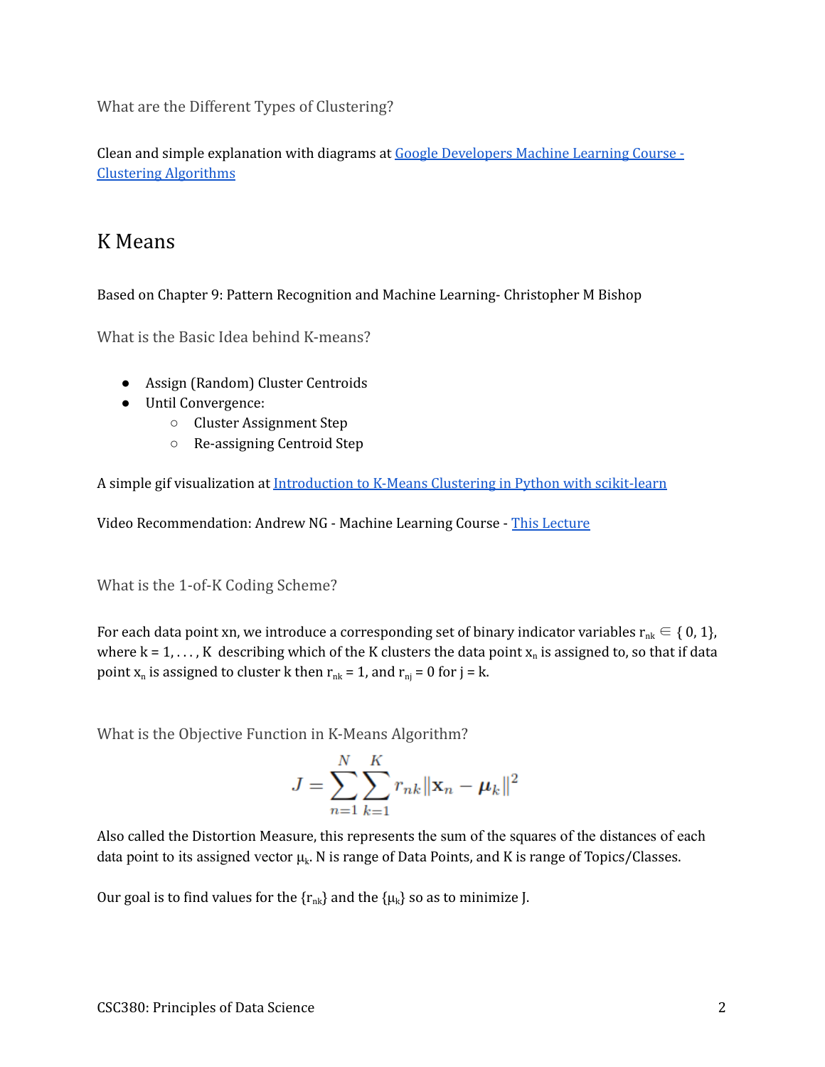### What are the Different Types of Clustering?

Clean and simple explanation with diagrams at [Google Developers Machine Learning Course - Clustering Algorithms]()

## K Means

Based on Chapter 9: Pattern Recognition and Machine Learning- Christopher M Bishop

### What is the Basic Idea behind K-means?

- Assign (Random) Cluster Centroids
- Until Convergence:
  - Cluster Assignment Step
  - Re-assigning Centroid Step

A simple gif visualization at [Introduction to K-Means Clustering in Python with scikit-learn]()

Video Recommendation: Andrew NG - Machine Learning Course - [This Lecture]()

### What is the 1-of-K Coding Scheme?

For each data point xn, we introduce a corresponding set of binary indicator variables $r_{nk} \in \{0, 1\}$, where $k = 1, \ldots, K$ describing which of the K clusters the data point $x_n$ is assigned to, so that if data point $x_n$ is assigned to cluster k then $r_{nk} = 1$, and $r_{nj} = 0$ for $j = k$.

### What is the Objective Function in K-Means Algorithm?

$$J = \sum_{n=1}^{N} \sum_{k=1}^{K} r_{nk} \|\mathbf{x}_n - \boldsymbol{\mu}_k\|^2$$

Also called the Distortion Measure, this represents the sum of the squares of the distances of each data point to its assigned vector $\mu_k$. N is range of Data Points, and K is range of Topics/Classes.

Our goal is to find values for the $\{r_{nk}\}$ and the $\{\mu_k\}$ so as to minimize J.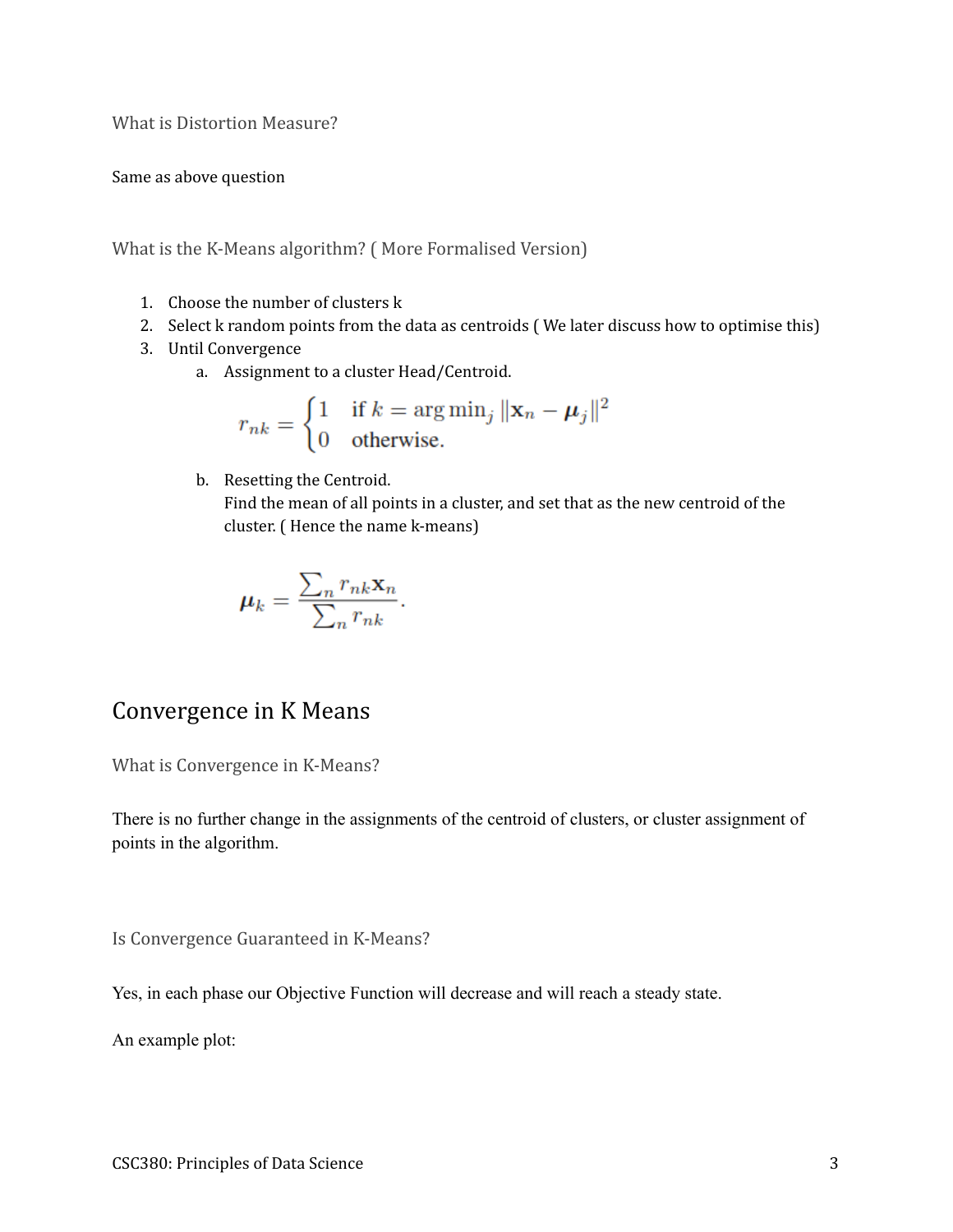### What is Distortion Measure?

Same as above question

### What is the K-Means algorithm? ( More Formalised Version)

1. Choose the number of clusters k
2. Select k random points from the data as centroids ( We later discuss how to optimise this)
3. Until Convergence
   a. Assignment to a cluster Head/Centroid.

   $$r_{nk} = \begin{cases} 1 & \text{if } k = \arg\min_j \|\mathbf{x}_n - \boldsymbol{\mu}_j\|^2 \\ 0 & \text{otherwise.} \end{cases}$$

   b. Resetting the Centroid.
   Find the mean of all points in a cluster, and set that as the new centroid of the cluster. ( Hence the name k-means)

   $$\boldsymbol{\mu}_k = \frac{\sum_n r_{nk} \mathbf{x}_n}{\sum_n r_{nk}}.$$

## Convergence in K Means

### What is Convergence in K-Means?

There is no further change in the assignments of the centroid of clusters, or cluster assignment of points in the algorithm.

### Is Convergence Guaranteed in K-Means?

Yes, in each phase our Objective Function will decrease and will reach a steady state.

An example plot: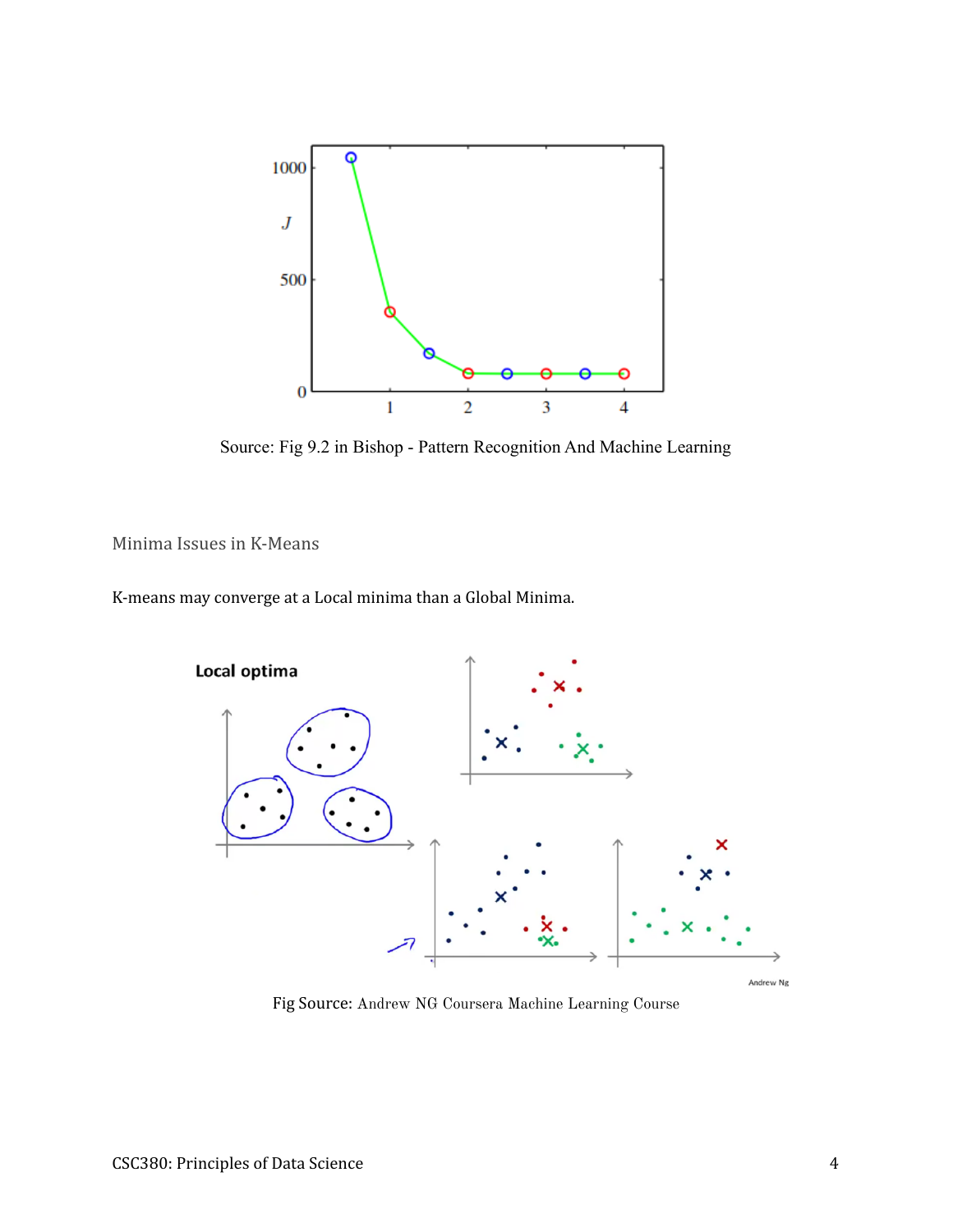Source: Fig 9.2 in Bishop - Pattern Recognition And Machine Learning

## Minima Issues in K-Means

K-means may converge at a Local minima than a Global Minima.

Fig Source: Andrew NG Coursera Machine Learning Course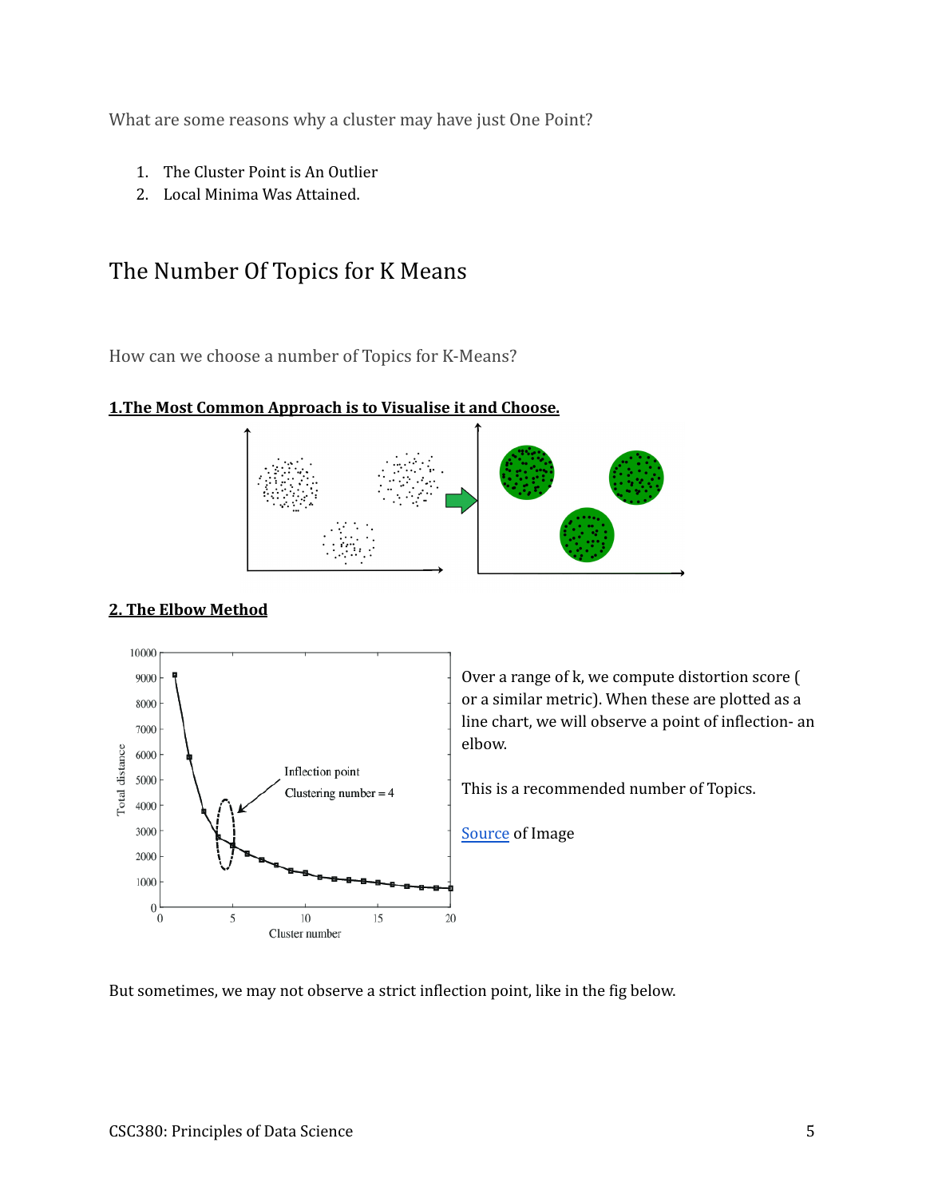What are some reasons why a cluster may have just One Point?

1. The Cluster Point is An Outlier
2. Local Minima Was Attained.

## The Number Of Topics for K Means

How can we choose a number of Topics for K-Means?

**1.The Most Common Approach is to Visualise it and Choose.**

**2. The Elbow Method**

Over a range of k, we compute distortion score ( or a similar metric). When these are plotted as a line chart, we will observe a point of inflection- an elbow.

This is a recommended number of Topics.

[Source](#) of Image

But sometimes, we may not observe a strict inflection point, like in the fig below.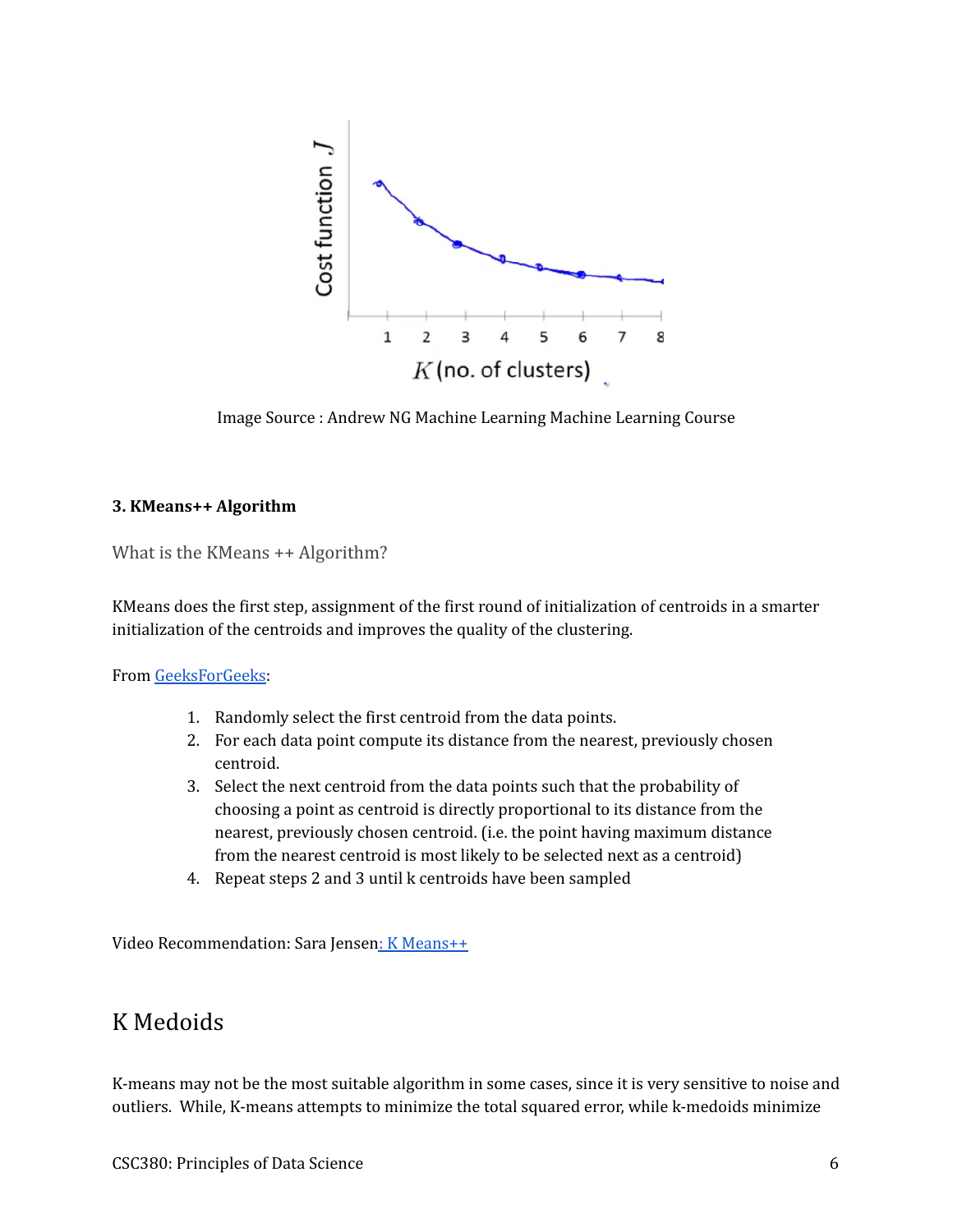Image Source : Andrew NG Machine Learning Machine Learning Course

**3. KMeans++ Algorithm**

What is the KMeans ++ Algorithm?

KMeans does the first step, assignment of the first round of initialization of centroids in a smarter initialization of the centroids and improves the quality of the clustering.

From GeeksForGeeks:

1. Randomly select the first centroid from the data points.
2. For each data point compute its distance from the nearest, previously chosen centroid.
3. Select the next centroid from the data points such that the probability of choosing a point as centroid is directly proportional to its distance from the nearest, previously chosen centroid. (i.e. the point having maximum distance from the nearest centroid is most likely to be selected next as a centroid)
4. Repeat steps 2 and 3 until k centroids have been sampled

Video Recommendation: Sara Jensen: K Means++

## K Medoids

K-means may not be the most suitable algorithm in some cases, since it is very sensitive to noise and outliers. While, K-means attempts to minimize the total squared error, while k-medoids minimize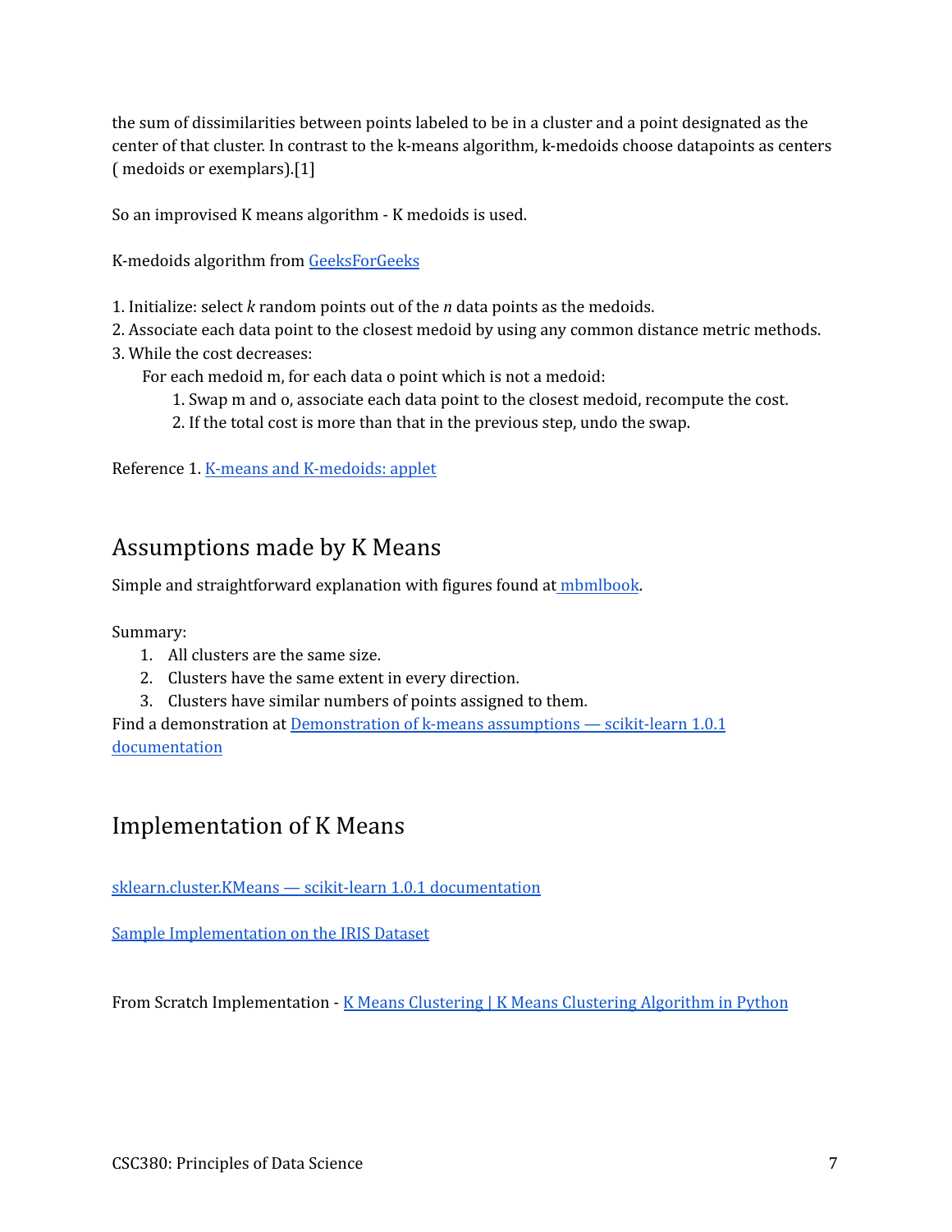the sum of dissimilarities between points labeled to be in a cluster and a point designated as the center of that cluster. In contrast to the k-means algorithm, k-medoids choose datapoints as centers ( medoids or exemplars).[1]

So an improvised K means algorithm - K medoids is used.

K-medoids algorithm from [GeeksForGeeks]()

1. Initialize: select *k* random points out of the *n* data points as the medoids.
2. Associate each data point to the closest medoid by using any common distance metric methods.
3. While the cost decreases:
   For each medoid m, for each data o point which is not a medoid:
      1. Swap m and o, associate each data point to the closest medoid, recompute the cost.
      2. If the total cost is more than that in the previous step, undo the swap.

Reference 1. [K-means and K-medoids: applet]()

## Assumptions made by K Means

Simple and straightforward explanation with figures found at [mbmlbook]().

Summary:

1. All clusters are the same size.
2. Clusters have the same extent in every direction.
3. Clusters have similar numbers of points assigned to them.

Find a demonstration at [Demonstration of k-means assumptions — scikit-learn 1.0.1 documentation]()

## Implementation of K Means

[sklearn.cluster.KMeans — scikit-learn 1.0.1 documentation]()

[Sample Implementation on the IRIS Dataset]()

From Scratch Implementation - [K Means Clustering | K Means Clustering Algorithm in Python]()